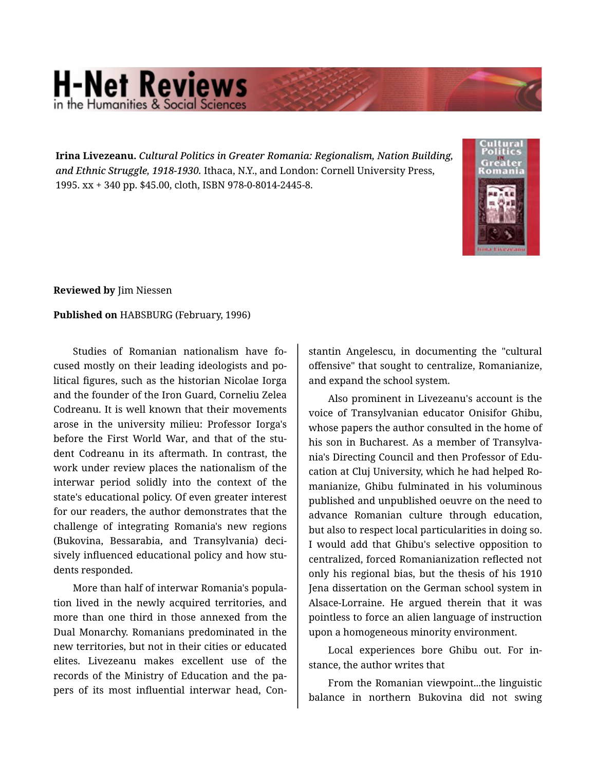**Irina Livezeanu.** ***Cultural Politics in Greater Romania: Regionalism, Nation Building, and Ethnic Struggle, 1918-1930.*** Ithaca, N.Y., and London: Cornell University Press, 1995. xx + 340 pp. $45.00, cloth, ISBN 978-0-8014-2445-8.

**Reviewed by** Jim Niessen

**Published on** HABSBURG (February, 1996)

Studies of Romanian nationalism have focused mostly on their leading ideologists and political figures, such as the historian Nicolae Iorga and the founder of the Iron Guard, Corneliu Zelea Codreanu. It is well known that their movements arose in the university milieu: Professor Iorga's before the First World War, and that of the student Codreanu in its aftermath. In contrast, the work under review places the nationalism of the interwar period solidly into the context of the state's educational policy. Of even greater interest for our readers, the author demonstrates that the challenge of integrating Romania's new regions (Bukovina, Bessarabia, and Transylvania) decisively influenced educational policy and how students responded.

More than half of interwar Romania's population lived in the newly acquired territories, and more than one third in those annexed from the Dual Monarchy. Romanians predominated in the new territories, but not in their cities or educated elites. Livezeanu makes excellent use of the records of the Ministry of Education and the papers of its most influential interwar head, Constantin Angelescu, in documenting the "cultural offensive" that sought to centralize, Romanianize, and expand the school system.

Also prominent in Livezeanu's account is the voice of Transylvanian educator Onisifor Ghibu, whose papers the author consulted in the home of his son in Bucharest. As a member of Transylvania's Directing Council and then Professor of Education at Cluj University, which he had helped Romanianize, Ghibu fulminated in his voluminous published and unpublished oeuvre on the need to advance Romanian culture through education, but also to respect local particularities in doing so. I would add that Ghibu's selective opposition to centralized, forced Romanianization reflected not only his regional bias, but the thesis of his 1910 Jena dissertation on the German school system in Alsace-Lorraine. He argued therein that it was pointless to force an alien language of instruction upon a homogeneous minority environment.

Local experiences bore Ghibu out. For instance, the author writes that

From the Romanian viewpoint...the linguistic balance in northern Bukovina did not swing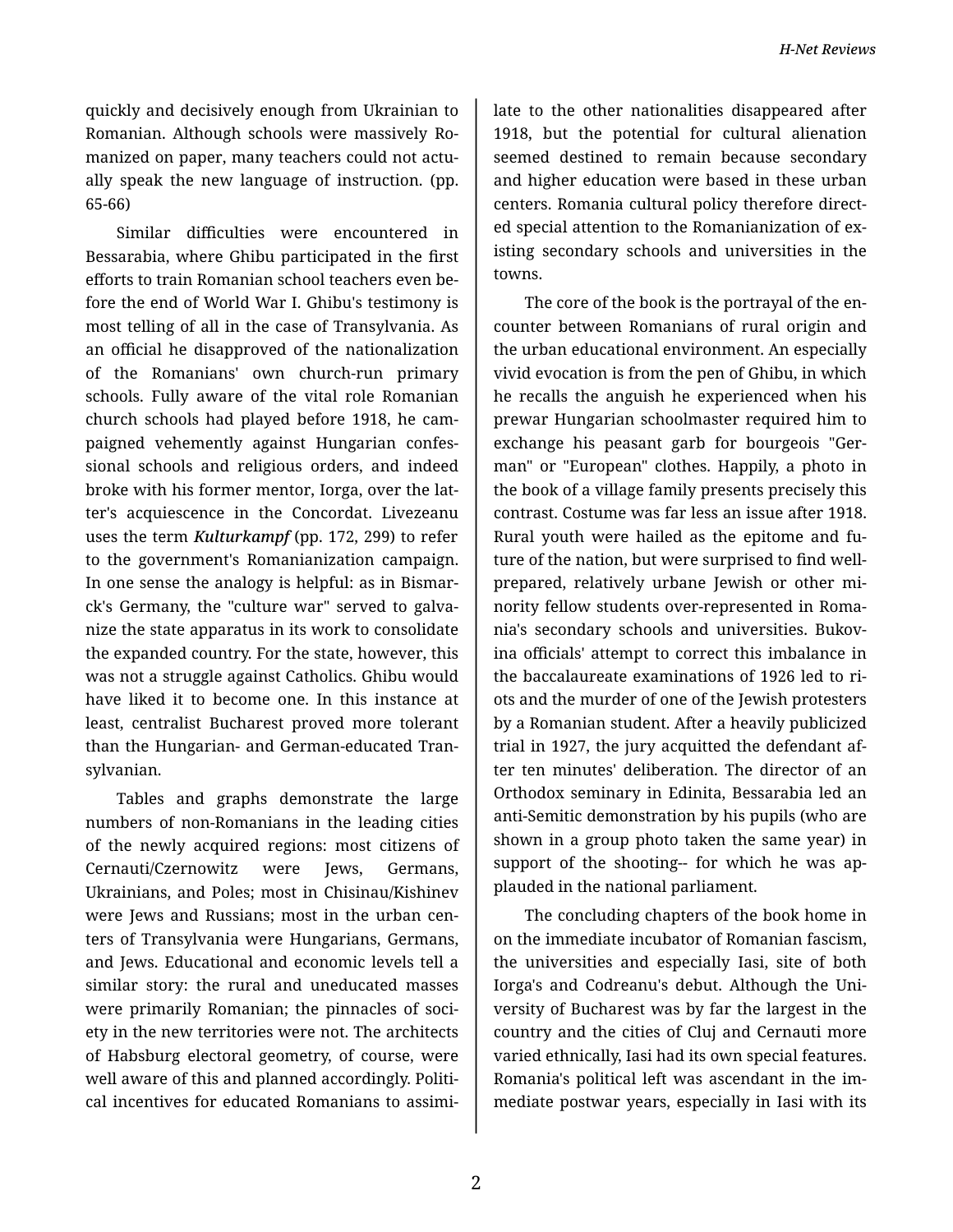quickly and decisively enough from Ukrainian to Romanian. Although schools were massively Romanized on paper, many teachers could not actually speak the new language of instruction. (pp. 65-66)

Similar difficulties were encountered in Bessarabia, where Ghibu participated in the first efforts to train Romanian school teachers even before the end of World War I. Ghibu's testimony is most telling of all in the case of Transylvania. As an official he disapproved of the nationalization of the Romanians' own church-run primary schools. Fully aware of the vital role Romanian church schools had played before 1918, he campaigned vehemently against Hungarian confessional schools and religious orders, and indeed broke with his former mentor, Iorga, over the latter's acquiescence in the Concordat. Livezeanu uses the term ***Kulturkampf*** (pp. 172, 299) to refer to the government's Romanianization campaign. In one sense the analogy is helpful: as in Bismarck's Germany, the "culture war" served to galvanize the state apparatus in its work to consolidate the expanded country. For the state, however, this was not a struggle against Catholics. Ghibu would have liked it to become one. In this instance at least, centralist Bucharest proved more tolerant than the Hungarian- and German-educated Transylvanian.

Tables and graphs demonstrate the large numbers of non-Romanians in the leading cities of the newly acquired regions: most citizens of Cernauti/Czernowitz were Jews, Germans, Ukrainians, and Poles; most in Chisinau/Kishinev were Jews and Russians; most in the urban centers of Transylvania were Hungarians, Germans, and Jews. Educational and economic levels tell a similar story: the rural and uneducated masses were primarily Romanian; the pinnacles of society in the new territories were not. The architects of Habsburg electoral geometry, of course, were well aware of this and planned accordingly. Political incentives for educated Romanians to assimilate to the other nationalities disappeared after 1918, but the potential for cultural alienation seemed destined to remain because secondary and higher education were based in these urban centers. Romania cultural policy therefore directed special attention to the Romanianization of existing secondary schools and universities in the towns.

The core of the book is the portrayal of the encounter between Romanians of rural origin and the urban educational environment. An especially vivid evocation is from the pen of Ghibu, in which he recalls the anguish he experienced when his prewar Hungarian schoolmaster required him to exchange his peasant garb for bourgeois "German" or "European" clothes. Happily, a photo in the book of a village family presents precisely this contrast. Costume was far less an issue after 1918. Rural youth were hailed as the epitome and future of the nation, but were surprised to find well-prepared, relatively urbane Jewish or other minority fellow students over-represented in Romania's secondary schools and universities. Bukovina officials' attempt to correct this imbalance in the baccalaureate examinations of 1926 led to riots and the murder of one of the Jewish protesters by a Romanian student. After a heavily publicized trial in 1927, the jury acquitted the defendant after ten minutes' deliberation. The director of an Orthodox seminary in Edinita, Bessarabia led an anti-Semitic demonstration by his pupils (who are shown in a group photo taken the same year) in support of the shooting-- for which he was applauded in the national parliament.

The concluding chapters of the book home in on the immediate incubator of Romanian fascism, the universities and especially Iasi, site of both Iorga's and Codreanu's debut. Although the University of Bucharest was by far the largest in the country and the cities of Cluj and Cernauti more varied ethnically, Iasi had its own special features. Romania's political left was ascendant in the immediate postwar years, especially in Iasi with its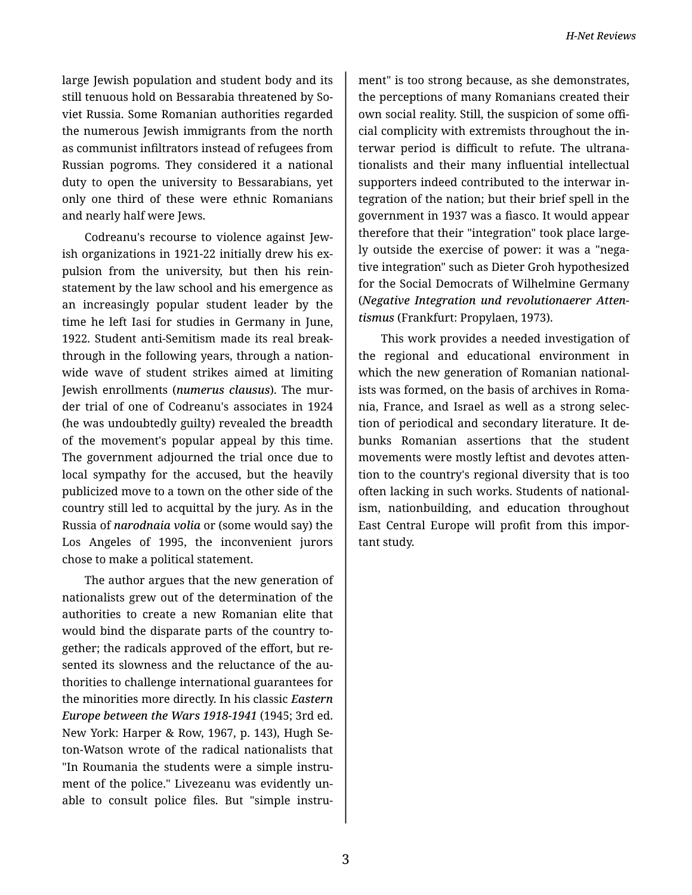large Jewish population and student body and its still tenuous hold on Bessarabia threatened by Soviet Russia. Some Romanian authorities regarded the numerous Jewish immigrants from the north as communist infiltrators instead of refugees from Russian pogroms. They considered it a national duty to open the university to Bessarabians, yet only one third of these were ethnic Romanians and nearly half were Jews.

Codreanu's recourse to violence against Jewish organizations in 1921-22 initially drew his expulsion from the university, but then his reinstatement by the law school and his emergence as an increasingly popular student leader by the time he left Iasi for studies in Germany in June, 1922. Student anti-Semitism made its real breakthrough in the following years, through a nationwide wave of student strikes aimed at limiting Jewish enrollments (***numerus clausus***). The murder trial of one of Codreanu's associates in 1924 (he was undoubtedly guilty) revealed the breadth of the movement's popular appeal by this time. The government adjourned the trial once due to local sympathy for the accused, but the heavily publicized move to a town on the other side of the country still led to acquittal by the jury. As in the Russia of ***narodnaia volia*** or (some would say) the Los Angeles of 1995, the inconvenient jurors chose to make a political statement.

The author argues that the new generation of nationalists grew out of the determination of the authorities to create a new Romanian elite that would bind the disparate parts of the country together; the radicals approved of the effort, but resented its slowness and the reluctance of the authorities to challenge international guarantees for the minorities more directly. In his classic ***Eastern Europe between the Wars 1918-1941*** (1945; 3rd ed. New York: Harper & Row, 1967, p. 143), Hugh Seton-Watson wrote of the radical nationalists that "In Roumania the students were a simple instrument of the police." Livezeanu was evidently unable to consult police files. But "simple instrument" is too strong because, as she demonstrates, the perceptions of many Romanians created their own social reality. Still, the suspicion of some official complicity with extremists throughout the interwar period is difficult to refute. The ultranationalists and their many influential intellectual supporters indeed contributed to the interwar integration of the nation; but their brief spell in the government in 1937 was a fiasco. It would appear therefore that their "integration" took place largely outside the exercise of power: it was a "negative integration" such as Dieter Groh hypothesized for the Social Democrats of Wilhelmine Germany (***Negative Integration und revolutionaerer Attentismus*** (Frankfurt: Propylaen, 1973).

This work provides a needed investigation of the regional and educational environment in which the new generation of Romanian nationalists was formed, on the basis of archives in Romania, France, and Israel as well as a strong selection of periodical and secondary literature. It debunks Romanian assertions that the student movements were mostly leftist and devotes attention to the country's regional diversity that is too often lacking in such works. Students of nationalism, nationbuilding, and education throughout East Central Europe will profit from this important study.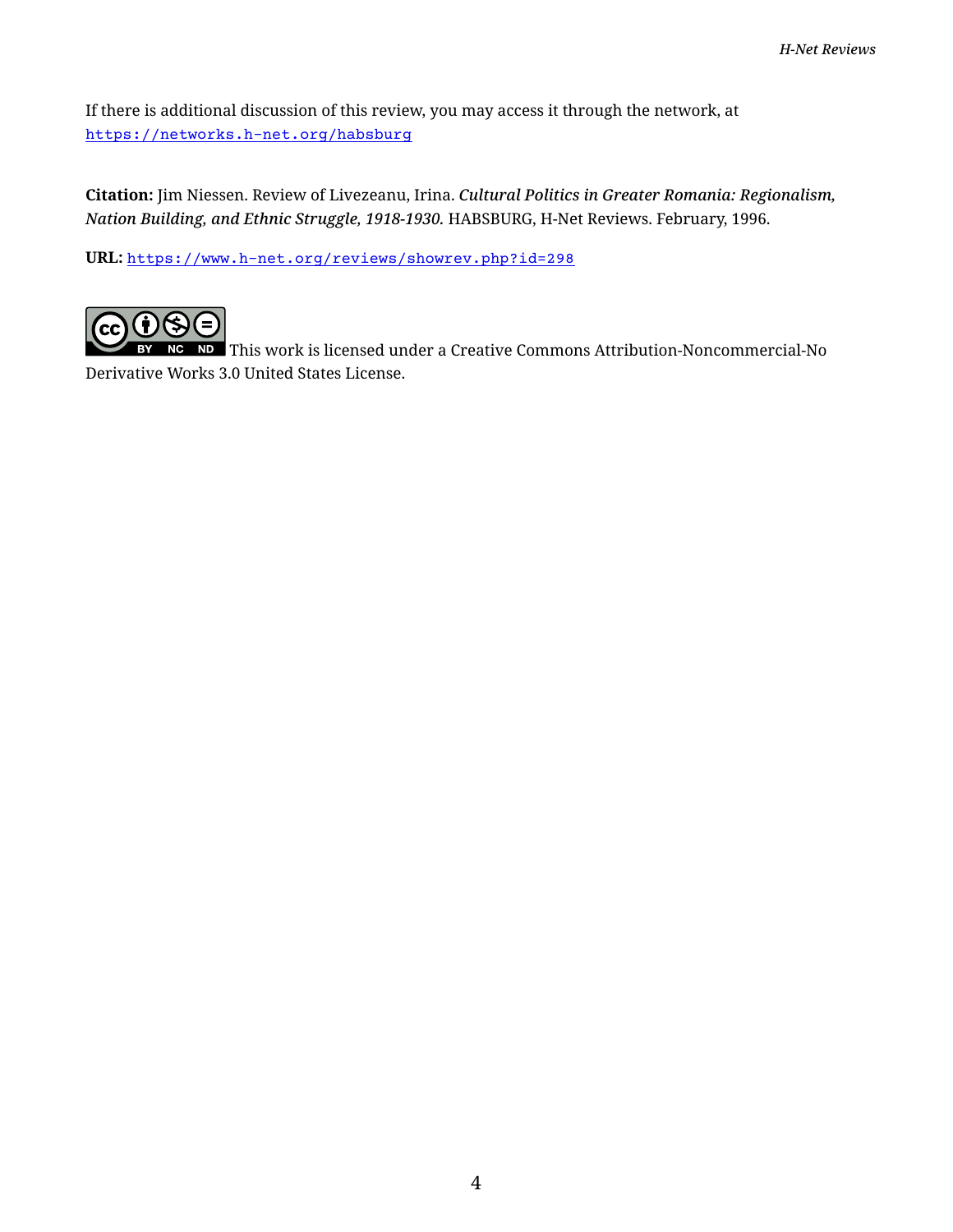If there is additional discussion of this review, you may access it through the network, at https://networks.h-net.org/habsburg

**Citation:** Jim Niessen. Review of Livezeanu, Irina. *Cultural Politics in Greater Romania: Regionalism, Nation Building, and Ethnic Struggle, 1918-1930.* HABSBURG, H-Net Reviews. February, 1996.

**URL:** https://www.h-net.org/reviews/showrev.php?id=298

This work is licensed under a Creative Commons Attribution-Noncommercial-No Derivative Works 3.0 United States License.